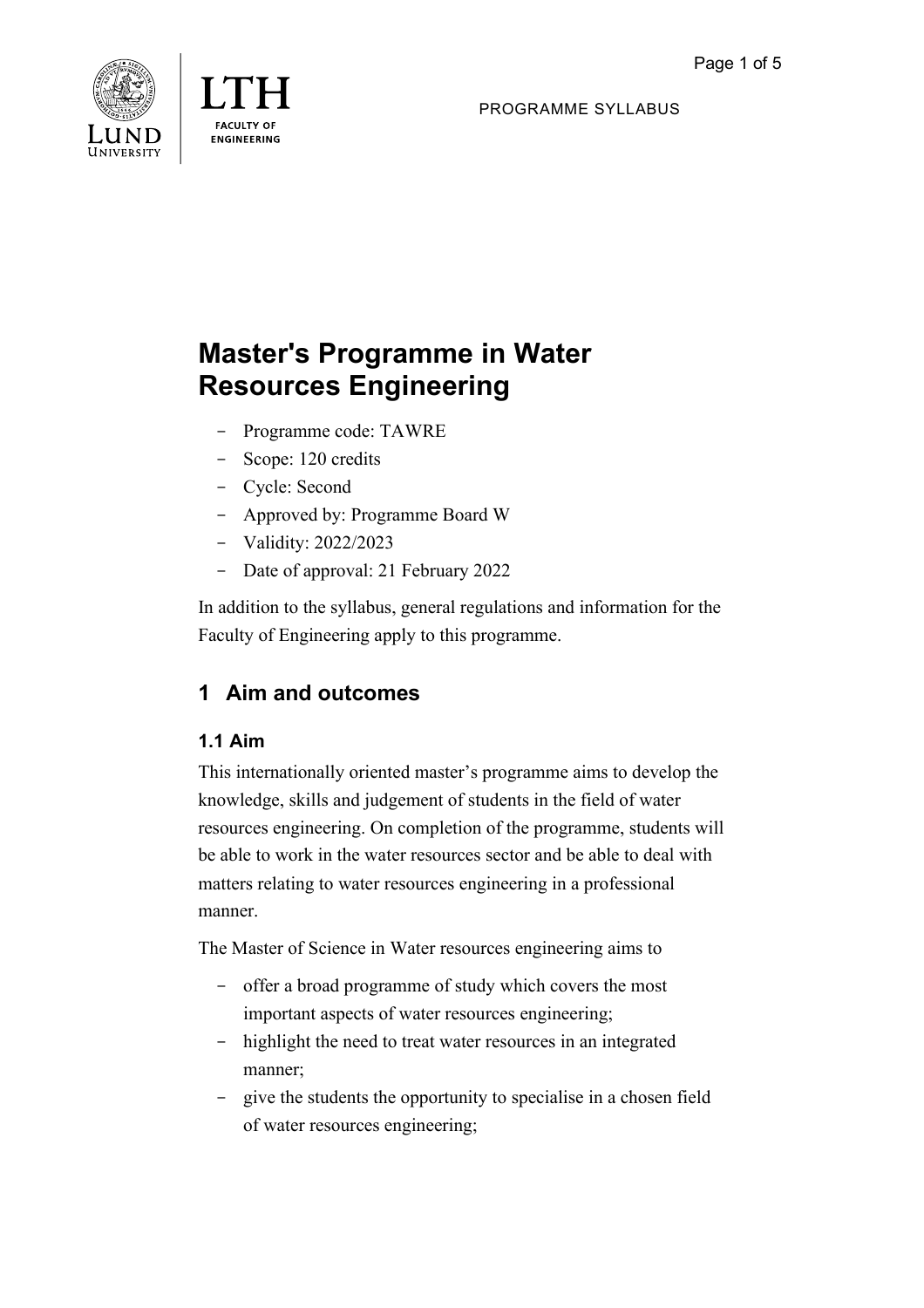# Master's Programme in Water Resources Engineering

- Programme code: TAWRE
- Scope: 120 credits
- Cycle: Second
- Approved by: Programme Board W
- Validity: 2022/2023
- Date of approval: 21 February 2022

In addition to the syllabus, general regulations and information for the Faculty of Engineering apply to this programme.

## 1 Aim and outcomes

### 1.1 Aim

This internationally oriented master's programme aims to develop the knowledge, skills and judgement of students in the field of water resources engineering. On completion of the programme, students will be able to work in the water resources sector and be able to deal with matters relating to water resources engineering in a professional manner.

The Master of Science in Water resources engineering aims to

- offer a broad programme of study which covers the most important aspects of water resources engineering;
- highlight the need to treat water resources in an integrated manner;
- give the students the opportunity to specialise in a chosen field of water resources engineering;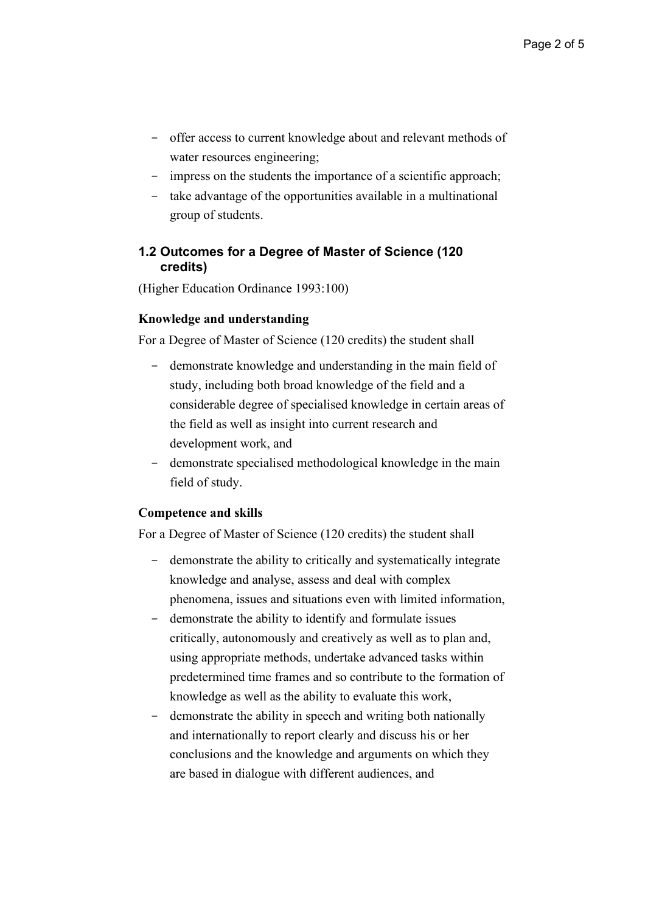- offer access to current knowledge about and relevant methods of water resources engineering;
- impress on the students the importance of a scientific approach;
- take advantage of the opportunities available in a multinational group of students.

### 1.2 Outcomes for a Degree of Master of Science (120 credits)

(Higher Education Ordinance 1993:100)

**Knowledge and understanding**

For a Degree of Master of Science (120 credits) the student shall

- demonstrate knowledge and understanding in the main field of study, including both broad knowledge of the field and a considerable degree of specialised knowledge in certain areas of the field as well as insight into current research and development work, and
- demonstrate specialised methodological knowledge in the main field of study.

**Competence and skills**

For a Degree of Master of Science (120 credits) the student shall

- demonstrate the ability to critically and systematically integrate knowledge and analyse, assess and deal with complex phenomena, issues and situations even with limited information,
- demonstrate the ability to identify and formulate issues critically, autonomously and creatively as well as to plan and, using appropriate methods, undertake advanced tasks within predetermined time frames and so contribute to the formation of knowledge as well as the ability to evaluate this work,
- demonstrate the ability in speech and writing both nationally and internationally to report clearly and discuss his or her conclusions and the knowledge and arguments on which they are based in dialogue with different audiences, and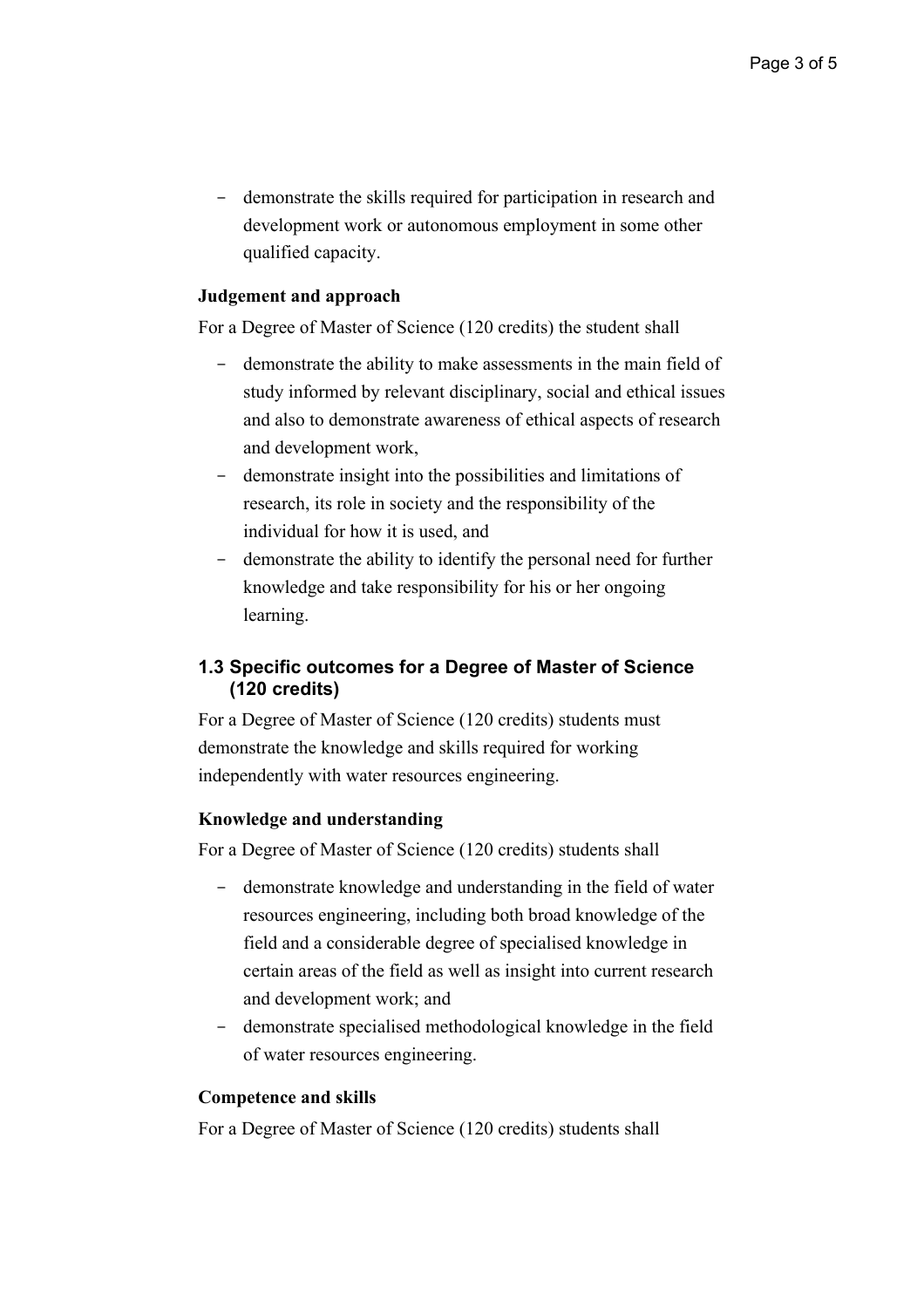- demonstrate the skills required for participation in research and development work or autonomous employment in some other qualified capacity.

**Judgement and approach**

For a Degree of Master of Science (120 credits) the student shall

- demonstrate the ability to make assessments in the main field of study informed by relevant disciplinary, social and ethical issues and also to demonstrate awareness of ethical aspects of research and development work,
- demonstrate insight into the possibilities and limitations of research, its role in society and the responsibility of the individual for how it is used, and
- demonstrate the ability to identify the personal need for further knowledge and take responsibility for his or her ongoing learning.

### 1.3 Specific outcomes for a Degree of Master of Science (120 credits)

For a Degree of Master of Science (120 credits) students must demonstrate the knowledge and skills required for working independently with water resources engineering.

**Knowledge and understanding**

For a Degree of Master of Science (120 credits) students shall

- demonstrate knowledge and understanding in the field of water resources engineering, including both broad knowledge of the field and a considerable degree of specialised knowledge in certain areas of the field as well as insight into current research and development work; and
- demonstrate specialised methodological knowledge in the field of water resources engineering.

**Competence and skills**

For a Degree of Master of Science (120 credits) students shall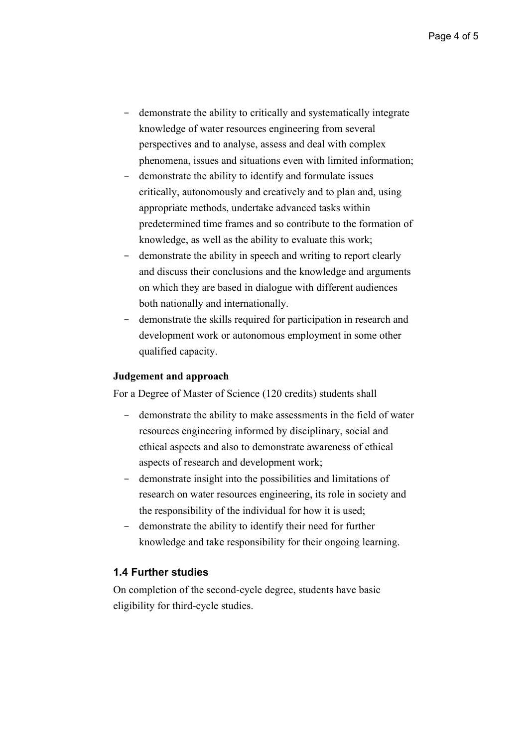- demonstrate the ability to critically and systematically integrate knowledge of water resources engineering from several perspectives and to analyse, assess and deal with complex phenomena, issues and situations even with limited information;
- demonstrate the ability to identify and formulate issues critically, autonomously and creatively and to plan and, using appropriate methods, undertake advanced tasks within predetermined time frames and so contribute to the formation of knowledge, as well as the ability to evaluate this work;
- demonstrate the ability in speech and writing to report clearly and discuss their conclusions and the knowledge and arguments on which they are based in dialogue with different audiences both nationally and internationally.
- demonstrate the skills required for participation in research and development work or autonomous employment in some other qualified capacity.

**Judgement and approach**

For a Degree of Master of Science (120 credits) students shall

- demonstrate the ability to make assessments in the field of water resources engineering informed by disciplinary, social and ethical aspects and also to demonstrate awareness of ethical aspects of research and development work;
- demonstrate insight into the possibilities and limitations of research on water resources engineering, its role in society and the responsibility of the individual for how it is used;
- demonstrate the ability to identify their need for further knowledge and take responsibility for their ongoing learning.

### 1.4 Further studies

On completion of the second-cycle degree, students have basic eligibility for third-cycle studies.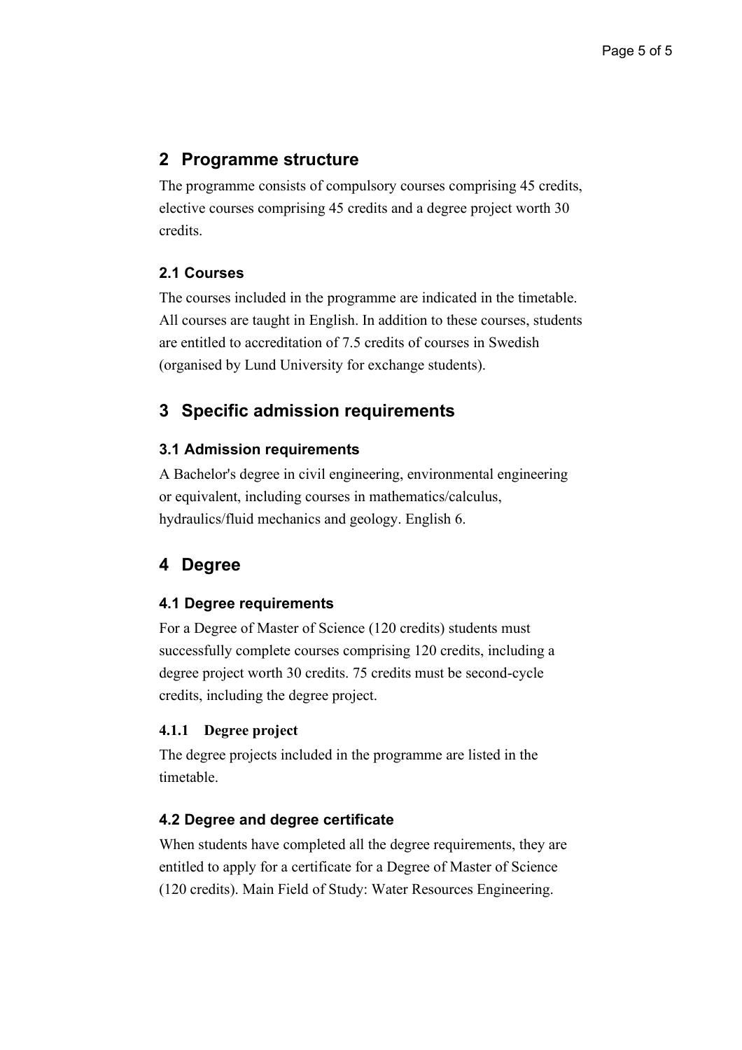## 2 Programme structure

The programme consists of compulsory courses comprising 45 credits, elective courses comprising 45 credits and a degree project worth 30 credits.

### 2.1 Courses

The courses included in the programme are indicated in the timetable. All courses are taught in English. In addition to these courses, students are entitled to accreditation of 7.5 credits of courses in Swedish (organised by Lund University for exchange students).

## 3 Specific admission requirements

### 3.1 Admission requirements

A Bachelor's degree in civil engineering, environmental engineering or equivalent, including courses in mathematics/calculus, hydraulics/fluid mechanics and geology. English 6.

## 4 Degree

### 4.1 Degree requirements

For a Degree of Master of Science (120 credits) students must successfully complete courses comprising 120 credits, including a degree project worth 30 credits. 75 credits must be second-cycle credits, including the degree project.

#### 4.1.1 Degree project

The degree projects included in the programme are listed in the timetable.

### 4.2 Degree and degree certificate

When students have completed all the degree requirements, they are entitled to apply for a certificate for a Degree of Master of Science (120 credits). Main Field of Study: Water Resources Engineering.